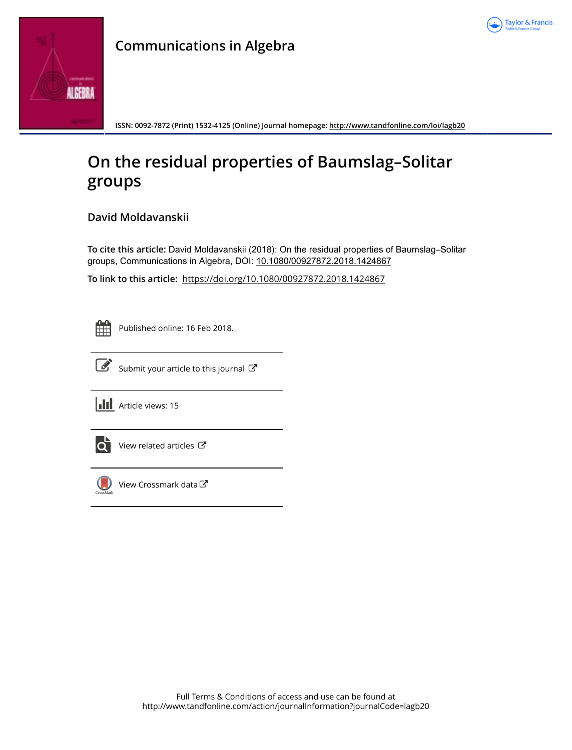# Communications in Algebra

ISSN: 0092-7872 (Print) 1532-4125 (Online) Journal homepage: http://www.tandfonline.com/loi/lagb20

# On the residual properties of Baumslag–Solitar groups

**David Moldavanskii**

**To cite this article:** David Moldavanskii (2018): On the residual properties of Baumslag–Solitar groups, Communications in Algebra, DOI: 10.1080/00927872.2018.1424867

**To link to this article:** https://doi.org/10.1080/00927872.2018.1424867

Published online: 16 Feb 2018.

Submit your article to this journal

Article views: 15

View related articles

View Crossmark data

Full Terms & Conditions of access and use can be found at http://www.tandfonline.com/action/journalInformation?journalCode=lagb20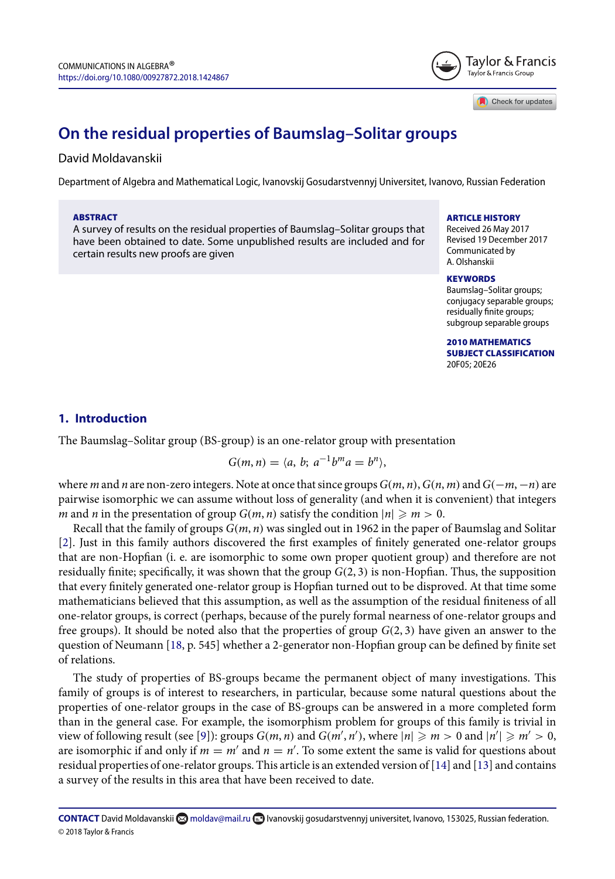COMMUNICATIONS IN ALGEBRA®
https://doi.org/10.1080/00927872.2018.1424867

# On the residual properties of Baumslag–Solitar groups

David Moldavanskii

Department of Algebra and Mathematical Logic, Ivanovskij Gosudarstvennyj Universitet, Ivanovo, Russian Federation

**ABSTRACT**
A survey of results on the residual properties of Baumslag–Solitar groups that have been obtained to date. Some unpublished results are included and for certain results new proofs are given

**ARTICLE HISTORY**
Received 26 May 2017
Revised 19 December 2017
Communicated by A. Olshanskii

**KEYWORDS**
Baumslag–Solitar groups; conjugacy separable groups; residually finite groups; subgroup separable groups

**2010 MATHEMATICS SUBJECT CLASSIFICATION**
20F05; 20E26

## 1. Introduction

The Baumslag–Solitar group (BS-group) is an one-relator group with presentation

$$G(m, n) = \langle a,\ b;\ a^{-1}b^m a = b^n \rangle,$$

where $m$ and $n$ are non-zero integers. Note at once that since groups $G(m, n)$, $G(n, m)$ and $G(-m, -n)$ are pairwise isomorphic we can assume without loss of generality (and when it is convenient) that integers $m$ and $n$ in the presentation of group $G(m, n)$ satisfy the condition $|n| \geqslant m > 0$.

Recall that the family of groups $G(m, n)$ was singled out in 1962 in the paper of Baumslag and Solitar [2]. Just in this family authors discovered the first examples of finitely generated one-relator groups that are non-Hopfian (i. e. are isomorphic to some own proper quotient group) and therefore are not residually finite; specifically, it was shown that the group $G(2, 3)$ is non-Hopfian. Thus, the supposition that every finitely generated one-relator group is Hopfian turned out to be disproved. At that time some mathematicians believed that this assumption, as well as the assumption of the residual finiteness of all one-relator groups, is correct (perhaps, because of the purely formal nearness of one-relator groups and free groups). It should be noted also that the properties of group $G(2, 3)$ have given an answer to the question of Neumann [18, p. 545] whether a 2-generator non-Hopfian group can be defined by finite set of relations.

The study of properties of BS-groups became the permanent object of many investigations. This family of groups is of interest to researchers, in particular, because some natural questions about the properties of one-relator groups in the case of BS-groups can be answered in a more completed form than in the general case. For example, the isomorphism problem for groups of this family is trivial in view of following result (see [9]): groups $G(m, n)$ and $G(m', n')$, where $|n| \geqslant m > 0$ and $|n'| \geqslant m' > 0$, are isomorphic if and only if $m = m'$ and $n = n'$. To some extent the same is valid for questions about residual properties of one-relator groups. This article is an extended version of [14] and [13] and contains a survey of the results in this area that have been received to date.

**CONTACT** David Moldavanskii moldav@mail.ru Ivanovskij gosudarstvennyj universitet, Ivanovo, 153025, Russian federation.
© 2018 Taylor & Francis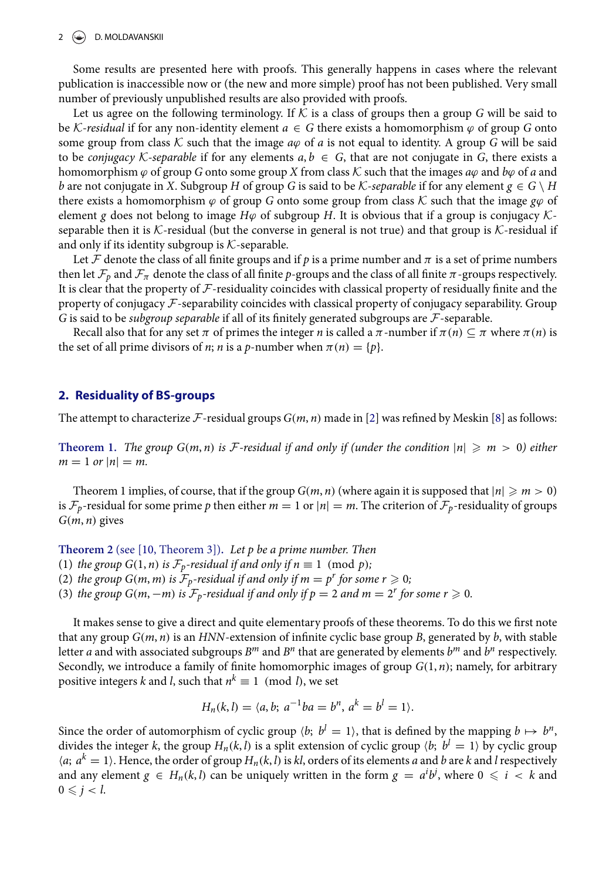Some results are presented here with proofs. This generally happens in cases where the relevant publication is inaccessible now or (the new and more simple) proof has not been published. Very small number of previously unpublished results are also provided with proofs.

Let us agree on the following terminology. If $\mathcal{K}$ is a class of groups then a group $G$ will be said to be *$\mathcal{K}$-residual* if for any non-identity element $a \in G$ there exists a homomorphism $\varphi$ of group $G$ onto some group from class $\mathcal{K}$ such that the image $a\varphi$ of $a$ is not equal to identity. A group $G$ will be said to be *conjugacy $\mathcal{K}$-separable* if for any elements $a, b \in G$, that are not conjugate in $G$, there exists a homomorphism $\varphi$ of group $G$ onto some group $X$ from class $\mathcal{K}$ such that the images $a\varphi$ and $b\varphi$ of $a$ and $b$ are not conjugate in $X$. Subgroup $H$ of group $G$ is said to be *$\mathcal{K}$-separable* if for any element $g \in G \setminus H$ there exists a homomorphism $\varphi$ of group $G$ onto some group from class $\mathcal{K}$ such that the image $g\varphi$ of element $g$ does not belong to image $H\varphi$ of subgroup $H$. It is obvious that if a group is conjugacy $\mathcal{K}$-separable then it is $\mathcal{K}$-residual (but the converse in general is not true) and that group is $\mathcal{K}$-residual if and only if its identity subgroup is $\mathcal{K}$-separable.

Let $\mathcal{F}$ denote the class of all finite groups and if $p$ is a prime number and $\pi$ is a set of prime numbers then let $\mathcal{F}_p$ and $\mathcal{F}_\pi$ denote the class of all finite $p$-groups and the class of all finite $\pi$-groups respectively. It is clear that the property of $\mathcal{F}$-residuality coincides with classical property of residually finite and the property of conjugacy $\mathcal{F}$-separability coincides with classical property of conjugacy separability. Group $G$ is said to be *subgroup separable* if all of its finitely generated subgroups are $\mathcal{F}$-separable.

Recall also that for any set $\pi$ of primes the integer $n$ is called a $\pi$-number if $\pi(n) \subseteq \pi$ where $\pi(n)$ is the set of all prime divisors of $n$; $n$ is a $p$-number when $\pi(n) = \{p\}$.

## 2. Residuality of BS-groups

The attempt to characterize $\mathcal{F}$-residual groups $G(m, n)$ made in [2] was refined by Meskin [8] as follows:

**Theorem 1.** *The group $G(m, n)$ is $\mathcal{F}$-residual if and only if (under the condition $|n| \geqslant m > 0$) either $m = 1$ or $|n| = m$.*

Theorem 1 implies, of course, that if the group $G(m, n)$ (where again it is supposed that $|n| \geqslant m > 0$) is $\mathcal{F}_p$-residual for some prime $p$ then either $m = 1$ or $|n| = m$. The criterion of $\mathcal{F}_p$-residuality of groups $G(m, n)$ gives

**Theorem 2** (see [10, Theorem 3]). *Let $p$ be a prime number. Then*

(1) *the group $G(1, n)$ is $\mathcal{F}_p$-residual if and only if $n \equiv 1 \pmod p$;*
(2) *the group $G(m, m)$ is $\mathcal{F}_p$-residual if and only if $m = p^r$ for some $r \geqslant 0$;*
(3) *the group $G(m, -m)$ is $\mathcal{F}_p$-residual if and only if $p = 2$ and $m = 2^r$ for some $r \geqslant 0$.*

It makes sense to give a direct and quite elementary proofs of these theorems. To do this we first note that any group $G(m, n)$ is an *HNN*-extension of infinite cyclic base group $B$, generated by $b$, with stable letter $a$ and with associated subgroups $B^m$ and $B^n$ that are generated by elements $b^m$ and $b^n$ respectively. Secondly, we introduce a family of finite homomorphic images of group $G(1, n)$; namely, for arbitrary positive integers $k$ and $l$, such that $n^k \equiv 1 \pmod l$, we set

$$H_n(k, l) = \langle a, b;\ a^{-1}ba = b^n,\ a^k = b^l = 1 \rangle.$$

Since the order of automorphism of cyclic group $\langle b;\ b^l = 1\rangle$, that is defined by the mapping $b \mapsto b^n$, divides the integer $k$, the group $H_n(k, l)$ is a split extension of cyclic group $\langle b;\ b^l = 1\rangle$ by cyclic group $\langle a;\ a^k = 1\rangle$. Hence, the order of group $H_n(k, l)$ is $kl$, orders of its elements $a$ and $b$ are $k$ and $l$ respectively and any element $g \in H_n(k, l)$ can be uniquely written in the form $g = a^i b^j$, where $0 \leqslant i < k$ and $0 \leqslant j < l$.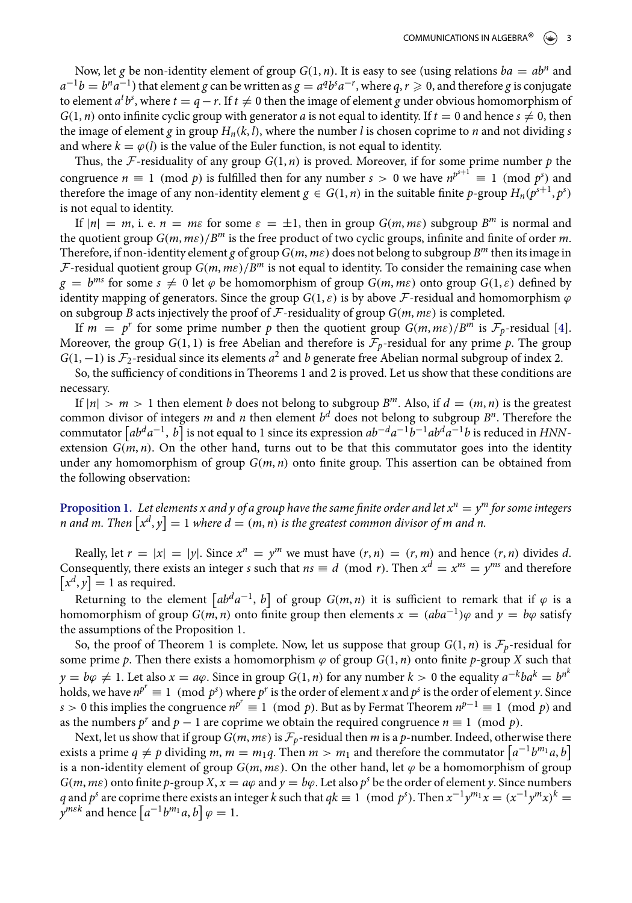Now, let $g$ be non-identity element of group $G(1, n)$. It is easy to see (using relations $ba = ab^n$ and $a^{-1}b = b^n a^{-1}$) that element $g$ can be written as $g = a^q b^s a^{-r}$, where $q, r \geqslant 0$, and therefore $g$ is conjugate to element $a^t b^s$, where $t = q - r$. If $t \neq 0$ then the image of element $g$ under obvious homomorphism of $G(1, n)$ onto infinite cyclic group with generator $a$ is not equal to identity. If $t = 0$ and hence $s \neq 0$, then the image of element $g$ in group $H_n(k, l)$, where the number $l$ is chosen coprime to $n$ and not dividing $s$ and where $k = \varphi(l)$ is the value of the Euler function, is not equal to identity.

Thus, the $\mathcal{F}$-residuality of any group $G(1, n)$ is proved. Moreover, if for some prime number $p$ the congruence $n \equiv 1 \pmod p$ is fulfilled then for any number $s > 0$ we have $n^{p^{s+1}} \equiv 1 \pmod{p^s}$ and therefore the image of any non-identity element $g \in G(1, n)$ in the suitable finite $p$-group $H_n(p^{s+1}, p^s)$ is not equal to identity.

If $|n| = m$, i. e. $n = m\varepsilon$ for some $\varepsilon = \pm 1$, then in group $G(m, m\varepsilon)$ subgroup $B^m$ is normal and the quotient group $G(m, m\varepsilon)/B^m$ is the free product of two cyclic groups, infinite and finite of order $m$. Therefore, if non-identity element $g$ of group $G(m, m\varepsilon)$ does not belong to subgroup $B^m$ then its image in $\mathcal{F}$-residual quotient group $G(m, m\varepsilon)/B^m$ is not equal to identity. To consider the remaining case when $g = b^{ms}$ for some $s \neq 0$ let $\varphi$ be homomorphism of group $G(m, m\varepsilon)$ onto group $G(1, \varepsilon)$ defined by identity mapping of generators. Since the group $G(1, \varepsilon)$ is by above $\mathcal{F}$-residual and homomorphism $\varphi$ on subgroup $B$ acts injectively the proof of $\mathcal{F}$-residuality of group $G(m, m\varepsilon)$ is completed.

If $m = p^r$ for some prime number $p$ then the quotient group $G(m, m\varepsilon)/B^m$ is $\mathcal{F}_p$-residual [4]. Moreover, the group $G(1, 1)$ is free Abelian and therefore is $\mathcal{F}_p$-residual for any prime $p$. The group $G(1, -1)$ is $\mathcal{F}_2$-residual since its elements $a^2$ and $b$ generate free Abelian normal subgroup of index 2.

So, the sufficiency of conditions in Theorems 1 and 2 is proved. Let us show that these conditions are necessary.

If $|n| > m > 1$ then element $b$ does not belong to subgroup $B^m$. Also, if $d = (m, n)$ is the greatest common divisor of integers $m$ and $n$ then element $b^d$ does not belong to subgroup $B^n$. Therefore the commutator $\left[ab^d a^{-1}, b\right]$ is not equal to 1 since its expression $ab^{-d}a^{-1}b^{-1}ab^d a^{-1}b$ is reduced in $HNN$-extension $G(m, n)$. On the other hand, turns out to be that this commutator goes into the identity under any homomorphism of group $G(m, n)$ onto finite group. This assertion can be obtained from the following observation:

**Proposition 1.** *Let elements $x$ and $y$ of a group have the same finite order and let $x^n = y^m$ for some integers $n$ and $m$. Then $\left[x^d, y\right] = 1$ where $d = (m, n)$ is the greatest common divisor of $m$ and $n$.*

Really, let $r = |x| = |y|$. Since $x^n = y^m$ we must have $(r, n) = (r, m)$ and hence $(r, n)$ divides $d$. Consequently, there exists an integer $s$ such that $ns \equiv d \pmod r$. Then $x^d = x^{ns} = y^{ms}$ and therefore $\left[x^d, y\right] = 1$ as required.

Returning to the element $\left[ab^d a^{-1}, b\right]$ of group $G(m, n)$ it is sufficient to remark that if $\varphi$ is a homomorphism of group $G(m, n)$ onto finite group then elements $x = (aba^{-1})\varphi$ and $y = b\varphi$ satisfy the assumptions of the Proposition 1.

So, the proof of Theorem 1 is complete. Now, let us suppose that group $G(1, n)$ is $\mathcal{F}_p$-residual for some prime $p$. Then there exists a homomorphism $\varphi$ of group $G(1, n)$ onto finite $p$-group $X$ such that $y = b\varphi \neq 1$. Let also $x = a\varphi$. Since in group $G(1, n)$ for any number $k > 0$ the equality $a^{-k}ba^k = b^{n^k}$ holds, we have $n^{p^r} \equiv 1 \pmod{p^s}$ where $p^r$ is the order of element $x$ and $p^s$ is the order of element $y$. Since $s > 0$ this implies the congruence $n^{p^r} \equiv 1 \pmod p$. But as by Fermat Theorem $n^{p-1} \equiv 1 \pmod p$ and as the numbers $p^r$ and $p - 1$ are coprime we obtain the required congruence $n \equiv 1 \pmod p$.

Next, let us show that if group $G(m, m\varepsilon)$ is $\mathcal{F}_p$-residual then $m$ is a $p$-number. Indeed, otherwise there exists a prime $q \neq p$ dividing $m$, $m = m_1 q$. Then $m > m_1$ and therefore the commutator $\left[a^{-1}b^{m_1}a, b\right]$ is a non-identity element of group $G(m, m\varepsilon)$. On the other hand, let $\varphi$ be a homomorphism of group $G(m, m\varepsilon)$ onto finite $p$-group $X$, $x = a\varphi$ and $y = b\varphi$. Let also $p^s$ be the order of element $y$. Since numbers $q$ and $p^s$ are coprime there exists an integer $k$ such that $qk \equiv 1 \pmod{p^s}$. Then $x^{-1}y^{m_1}x = (x^{-1}y^m x)^k = y^{m\varepsilon k}$ and hence $\left[a^{-1}b^{m_1}a, b\right]\varphi = 1$.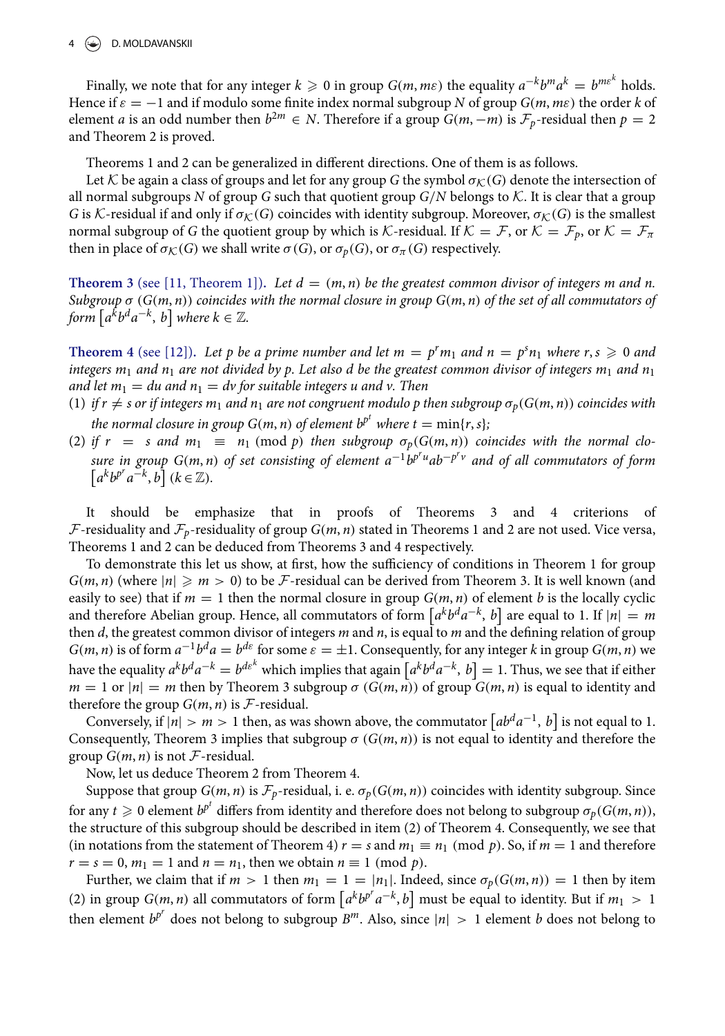Finally, we note that for any integer $k \geqslant 0$ in group $G(m, m\varepsilon)$ the equality $a^{-k}b^m a^k = b^{m\varepsilon^k}$ holds. Hence if $\varepsilon = -1$ and if modulo some finite index normal subgroup $N$ of group $G(m, m\varepsilon)$ the order $k$ of element $a$ is an odd number then $b^{2m} \in N$. Therefore if a group $G(m, -m)$ is $\mathcal{F}_p$-residual then $p = 2$ and Theorem 2 is proved.

Theorems 1 and 2 can be generalized in different directions. One of them is as follows.

Let $\mathcal{K}$ be again a class of groups and let for any group $G$ the symbol $\sigma_{\mathcal{K}}(G)$ denote the intersection of all normal subgroups $N$ of group $G$ such that quotient group $G/N$ belongs to $\mathcal{K}$. It is clear that a group $G$ is $\mathcal{K}$-residual if and only if $\sigma_{\mathcal{K}}(G)$ coincides with identity subgroup. Moreover, $\sigma_{\mathcal{K}}(G)$ is the smallest normal subgroup of $G$ the quotient group by which is $\mathcal{K}$-residual. If $\mathcal{K} = \mathcal{F}$, or $\mathcal{K} = \mathcal{F}_p$, or $\mathcal{K} = \mathcal{F}_\pi$ then in place of $\sigma_{\mathcal{K}}(G)$ we shall write $\sigma(G)$, or $\sigma_p(G)$, or $\sigma_\pi(G)$ respectively.

**Theorem 3** (see [11, Theorem 1]). *Let $d = (m, n)$ be the greatest common divisor of integers $m$ and $n$. Subgroup $\sigma(G(m, n))$ coincides with the normal closure in group $G(m, n)$ of the set of all commutators of form $\left[a^k b^d a^{-k}, b\right]$ where $k \in \mathbb{Z}$.*

**Theorem 4** (see [12]). *Let $p$ be a prime number and let $m = p^r m_1$ and $n = p^s n_1$ where $r, s \geqslant 0$ and integers $m_1$ and $n_1$ are not divided by $p$. Let also $d$ be the greatest common divisor of integers $m_1$ and $n_1$ and let $m_1 = du$ and $n_1 = dv$ for suitable integers $u$ and $v$. Then*

1. *if $r \neq s$ or if integers $m_1$ and $n_1$ are not congruent modulo $p$ then subgroup $\sigma_p(G(m, n))$ coincides with the normal closure in group $G(m, n)$ of element $b^{p^t}$ where $t = \min\{r, s\}$;*
2. *if $r = s$ and $m_1 \equiv n_1 \pmod{p}$ then subgroup $\sigma_p(G(m, n))$ coincides with the normal closure in group $G(m, n)$ of set consisting of element $a^{-1}b^{p^r u}ab^{-p^r v}$ and of all commutators of form $\left[a^k b^{p^r} a^{-k}, b\right]$ $(k \in \mathbb{Z})$.*

It should be emphasize that in proofs of Theorems 3 and 4 criterions of $\mathcal{F}$-residuality and $\mathcal{F}_p$-residuality of group $G(m, n)$ stated in Theorems 1 and 2 are not used. Vice versa, Theorems 1 and 2 can be deduced from Theorems 3 and 4 respectively.

To demonstrate this let us show, at first, how the sufficiency of conditions in Theorem 1 for group $G(m, n)$ (where $|n| \geqslant m > 0$) to be $\mathcal{F}$-residual can be derived from Theorem 3. It is well known (and easily to see) that if $m = 1$ then the normal closure in group $G(m, n)$ of element $b$ is the locally cyclic and therefore Abelian group. Hence, all commutators of form $\left[a^k b^d a^{-k}, b\right]$ are equal to 1. If $|n| = m$ then $d$, the greatest common divisor of integers $m$ and $n$, is equal to $m$ and the defining relation of group $G(m, n)$ is of form $a^{-1}b^d a = b^{d\varepsilon}$ for some $\varepsilon = \pm 1$. Consequently, for any integer $k$ in group $G(m, n)$ we have the equality $a^k b^d a^{-k} = b^{d\varepsilon^k}$ which implies that again $\left[a^k b^d a^{-k}, b\right] = 1$. Thus, we see that if either $m = 1$ or $|n| = m$ then by Theorem 3 subgroup $\sigma(G(m, n))$ of group $G(m, n)$ is equal to identity and therefore the group $G(m, n)$ is $\mathcal{F}$-residual.

Conversely, if $|n| > m > 1$ then, as was shown above, the commutator $\left[ab^d a^{-1}, b\right]$ is not equal to 1. Consequently, Theorem 3 implies that subgroup $\sigma(G(m, n))$ is not equal to identity and therefore the group $G(m, n)$ is not $\mathcal{F}$-residual.

Now, let us deduce Theorem 2 from Theorem 4.

Suppose that group $G(m, n)$ is $\mathcal{F}_p$-residual, i. e. $\sigma_p(G(m, n))$ coincides with identity subgroup. Since for any $t \geqslant 0$ element $b^{p^t}$ differs from identity and therefore does not belong to subgroup $\sigma_p(G(m, n))$, the structure of this subgroup should be described in item (2) of Theorem 4. Consequently, we see that (in notations from the statement of Theorem 4) $r = s$ and $m_1 \equiv n_1 \pmod{p}$. So, if $m = 1$ and therefore $r = s = 0$, $m_1 = 1$ and $n = n_1$, then we obtain $n \equiv 1 \pmod{p}$.

Further, we claim that if $m > 1$ then $m_1 = 1 = |n_1|$. Indeed, since $\sigma_p(G(m, n)) = 1$ then by item (2) in group $G(m, n)$ all commutators of form $\left[a^k b^{p^r} a^{-k}, b\right]$ must be equal to identity. But if $m_1 > 1$ then element $b^{p^r}$ does not belong to subgroup $B^m$. Also, since $|n| > 1$ element $b$ does not belong to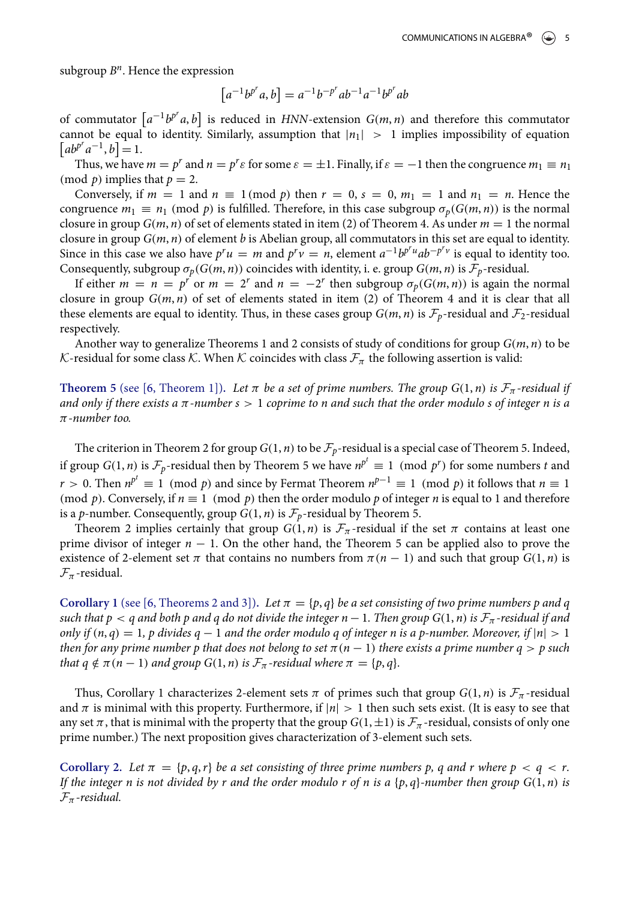subgroup $B^n$. Hence the expression

$$\left[a^{-1}b^{p^r}a, b\right] = a^{-1}b^{-p^r}ab^{-1}a^{-1}b^{p^r}ab$$

of commutator $\left[a^{-1}b^{p^r}a, b\right]$ is reduced in *HNN*-extension $G(m, n)$ and therefore this commutator cannot be equal to identity. Similarly, assumption that $|n_1| > 1$ implies impossibility of equation $\left[ab^{p^r}a^{-1}, b\right] = 1$.

Thus, we have $m = p^r$ and $n = p^r\varepsilon$ for some $\varepsilon = \pm 1$. Finally, if $\varepsilon = -1$ then the congruence $m_1 \equiv n_1 \pmod p$ implies that $p = 2$.

Conversely, if $m = 1$ and $n \equiv 1 \pmod p$ then $r = 0$, $s = 0$, $m_1 = 1$ and $n_1 = n$. Hence the congruence $m_1 \equiv n_1 \pmod p$ is fulfilled. Therefore, in this case subgroup $\sigma_p(G(m,n))$ is the normal closure in group $G(m,n)$ of set of elements stated in item (2) of Theorem 4. As under $m = 1$ the normal closure in group $G(m,n)$ of element $b$ is Abelian group, all commutators in this set are equal to identity. Since in this case we also have $p^r u = m$ and $p^r v = n$, element $a^{-1}b^{p^r u}ab^{-p^r v}$ is equal to identity too. Consequently, subgroup $\sigma_p(G(m,n))$ coincides with identity, i. e. group $G(m,n)$ is $\mathcal{F}_p$-residual.

If either $m = n = p^r$ or $m = 2^r$ and $n = -2^r$ then subgroup $\sigma_p(G(m,n))$ is again the normal closure in group $G(m,n)$ of set of elements stated in item (2) of Theorem 4 and it is clear that all these elements are equal to identity. Thus, in these cases group $G(m,n)$ is $\mathcal{F}_p$-residual and $\mathcal{F}_2$-residual respectively.

Another way to generalize Theorems 1 and 2 consists of study of conditions for group $G(m,n)$ to be $\mathcal{K}$-residual for some class $\mathcal{K}$. When $\mathcal{K}$ coincides with class $\mathcal{F}_\pi$ the following assertion is valid:

**Theorem 5** (see [6, Theorem 1]). *Let $\pi$ be a set of prime numbers. The group $G(1,n)$ is $\mathcal{F}_\pi$-residual if and only if there exists a $\pi$-number $s > 1$ coprime to $n$ and such that the order modulo $s$ of integer $n$ is a $\pi$-number too.*

The criterion in Theorem 2 for group $G(1,n)$ to be $\mathcal{F}_p$-residual is a special case of Theorem 5. Indeed, if group $G(1,n)$ is $\mathcal{F}_p$-residual then by Theorem 5 we have $n^{p^t} \equiv 1 \pmod{p^r}$ for some numbers $t$ and $r > 0$. Then $n^{p^t} \equiv 1 \pmod p$ and since by Fermat Theorem $n^{p-1} \equiv 1 \pmod p$ it follows that $n \equiv 1 \pmod p$. Conversely, if $n \equiv 1 \pmod p$ then the order modulo $p$ of integer $n$ is equal to 1 and therefore is a $p$-number. Consequently, group $G(1,n)$ is $\mathcal{F}_p$-residual by Theorem 5.

Theorem 2 implies certainly that group $G(1,n)$ is $\mathcal{F}_\pi$-residual if the set $\pi$ contains at least one prime divisor of integer $n-1$. On the other hand, the Theorem 5 can be applied also to prove the existence of 2-element set $\pi$ that contains no numbers from $\pi(n-1)$ and such that group $G(1,n)$ is $\mathcal{F}_\pi$-residual.

**Corollary 1** (see [6, Theorems 2 and 3]). *Let $\pi = \{p, q\}$ be a set consisting of two prime numbers $p$ and $q$ such that $p < q$ and both $p$ and $q$ do not divide the integer $n-1$. Then group $G(1,n)$ is $\mathcal{F}_\pi$-residual if and only if $(n,q) = 1$, $p$ divides $q-1$ and the order modulo $q$ of integer $n$ is a $p$-number. Moreover, if $|n| > 1$ then for any prime number $p$ that does not belong to set $\pi(n-1)$ there exists a prime number $q > p$ such that $q \notin \pi(n-1)$ and group $G(1,n)$ is $\mathcal{F}_\pi$-residual where $\pi = \{p, q\}$.*

Thus, Corollary 1 characterizes 2-element sets $\pi$ of primes such that group $G(1,n)$ is $\mathcal{F}_\pi$-residual and $\pi$ is minimal with this property. Furthermore, if $|n| > 1$ then such sets exist. (It is easy to see that any set $\pi$, that is minimal with the property that the group $G(1, \pm 1)$ is $\mathcal{F}_\pi$-residual, consists of only one prime number.) The next proposition gives characterization of 3-element such sets.

**Corollary 2.** *Let $\pi = \{p, q, r\}$ be a set consisting of three prime numbers $p$, $q$ and $r$ where $p < q < r$. If the integer $n$ is not divided by $r$ and the order modulo $r$ of $n$ is a $\{p, q\}$-number then group $G(1,n)$ is $\mathcal{F}_\pi$-residual.*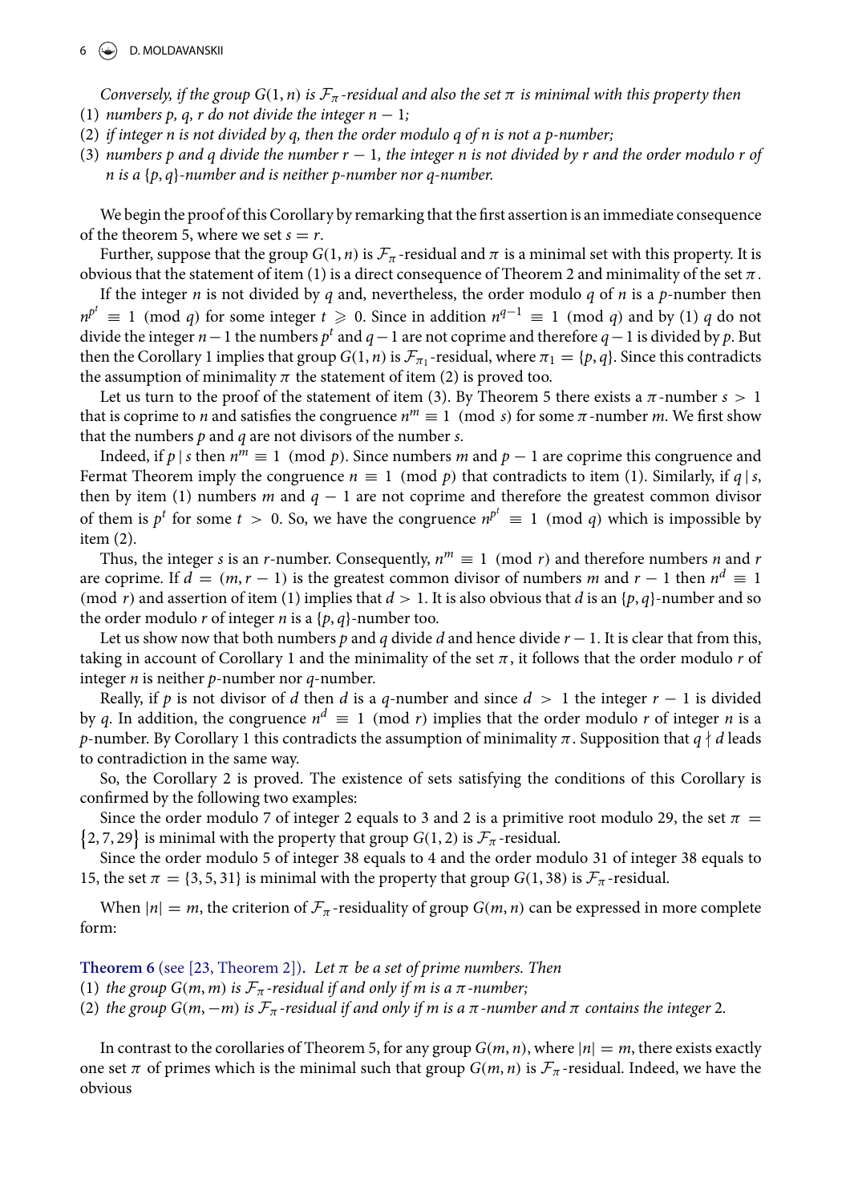*Conversely, if the group $G(1,n)$ is $\mathcal{F}_\pi$-residual and also the set $\pi$ is minimal with this property then*

(1) *numbers $p$, $q$, $r$ do not divide the integer $n-1$;*
(2) *if integer $n$ is not divided by $q$, then the order modulo $q$ of $n$ is not a $p$-number;*
(3) *numbers $p$ and $q$ divide the number $r-1$, the integer $n$ is not divided by $r$ and the order modulo $r$ of $n$ is a $\{p,q\}$-number and is neither $p$-number nor $q$-number.*

We begin the proof of this Corollary by remarking that the first assertion is an immediate consequence of the theorem 5, where we set $s = r$.

Further, suppose that the group $G(1,n)$ is $\mathcal{F}_\pi$-residual and $\pi$ is a minimal set with this property. It is obvious that the statement of item (1) is a direct consequence of Theorem 2 and minimality of the set $\pi$.

If the integer $n$ is not divided by $q$ and, nevertheless, the order modulo $q$ of $n$ is a $p$-number then $n^{p^t} \equiv 1 \pmod{q}$ for some integer $t \geqslant 0$. Since in addition $n^{q-1} \equiv 1 \pmod{q}$ and by (1) $q$ do not divide the integer $n-1$ the numbers $p^t$ and $q-1$ are not coprime and therefore $q-1$ is divided by $p$. But then the Corollary 1 implies that group $G(1,n)$ is $\mathcal{F}_{\pi_1}$-residual, where $\pi_1 = \{p,q\}$. Since this contradicts the assumption of minimality $\pi$ the statement of item (2) is proved too.

Let us turn to the proof of the statement of item (3). By Theorem 5 there exists a $\pi$-number $s > 1$ that is coprime to $n$ and satisfies the congruence $n^m \equiv 1 \pmod{s}$ for some $\pi$-number $m$. We first show that the numbers $p$ and $q$ are not divisors of the number $s$.

Indeed, if $p \mid s$ then $n^m \equiv 1 \pmod{p}$. Since numbers $m$ and $p-1$ are coprime this congruence and Fermat Theorem imply the congruence $n \equiv 1 \pmod{p}$ that contradicts to item (1). Similarly, if $q \mid s$, then by item (1) numbers $m$ and $q-1$ are not coprime and therefore the greatest common divisor of them is $p^t$ for some $t > 0$. So, we have the congruence $n^{p^t} \equiv 1 \pmod{q}$ which is impossible by item (2).

Thus, the integer $s$ is an $r$-number. Consequently, $n^m \equiv 1 \pmod{r}$ and therefore numbers $n$ and $r$ are coprime. If $d = (m, r-1)$ is the greatest common divisor of numbers $m$ and $r-1$ then $n^d \equiv 1 \pmod{r}$ and assertion of item (1) implies that $d > 1$. It is also obvious that $d$ is an $\{p,q\}$-number and so the order modulo $r$ of integer $n$ is a $\{p,q\}$-number too.

Let us show now that both numbers $p$ and $q$ divide $d$ and hence divide $r-1$. It is clear that from this, taking in account of Corollary 1 and the minimality of the set $\pi$, it follows that the order modulo $r$ of integer $n$ is neither $p$-number nor $q$-number.

Really, if $p$ is not divisor of $d$ then $d$ is a $q$-number and since $d > 1$ the integer $r-1$ is divided by $q$. In addition, the congruence $n^d \equiv 1 \pmod{r}$ implies that the order modulo $r$ of integer $n$ is a $p$-number. By Corollary 1 this contradicts the assumption of minimality $\pi$. Supposition that $q \nmid d$ leads to contradiction in the same way.

So, the Corollary 2 is proved. The existence of sets satisfying the conditions of this Corollary is confirmed by the following two examples:

Since the order modulo 7 of integer 2 equals to 3 and 2 is a primitive root modulo 29, the set $\pi = \{2,7,29\}$ is minimal with the property that group $G(1,2)$ is $\mathcal{F}_\pi$-residual.

Since the order modulo 5 of integer 38 equals to 4 and the order modulo 31 of integer 38 equals to 15, the set $\pi = \{3,5,31\}$ is minimal with the property that group $G(1,38)$ is $\mathcal{F}_\pi$-residual.

When $|n| = m$, the criterion of $\mathcal{F}_\pi$-residuality of group $G(m,n)$ can be expressed in more complete form:

**Theorem 6** (see [23, Theorem 2]). *Let $\pi$ be a set of prime numbers. Then*

(1) *the group $G(m,m)$ is $\mathcal{F}_\pi$-residual if and only if $m$ is a $\pi$-number;*
(2) *the group $G(m,-m)$ is $\mathcal{F}_\pi$-residual if and only if $m$ is a $\pi$-number and $\pi$ contains the integer 2.*

In contrast to the corollaries of Theorem 5, for any group $G(m,n)$, where $|n| = m$, there exists exactly one set $\pi$ of primes which is the minimal such that group $G(m,n)$ is $\mathcal{F}_\pi$-residual. Indeed, we have the obvious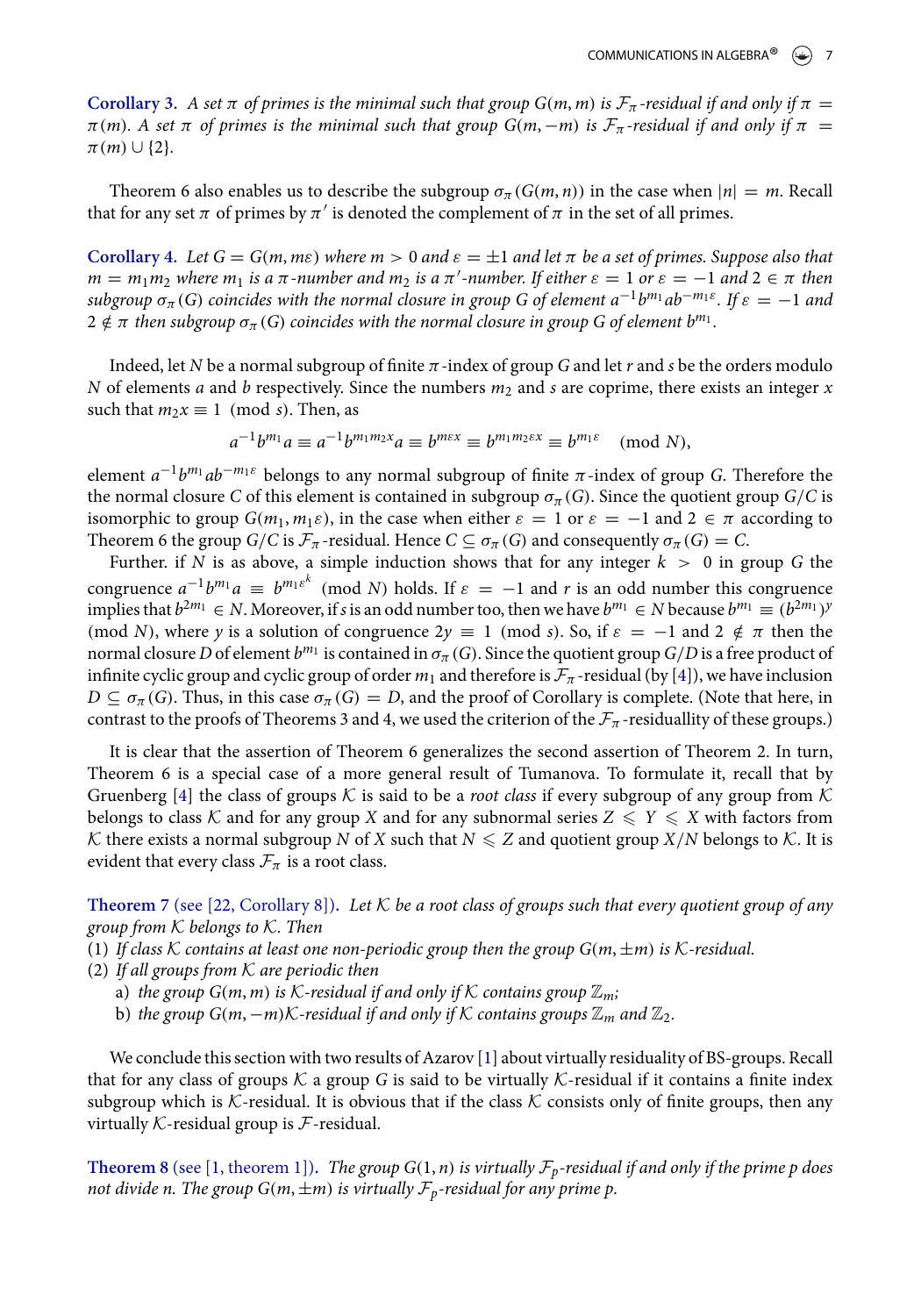**Corollary 3.** *A set $\pi$ of primes is the minimal such that group $G(m, m)$ is $\mathcal{F}_\pi$-residual if and only if $\pi = \pi(m)$. A set $\pi$ of primes is the minimal such that group $G(m, -m)$ is $\mathcal{F}_\pi$-residual if and only if $\pi = \pi(m) \cup \{2\}$.*

Theorem 6 also enables us to describe the subgroup $\sigma_\pi(G(m, n))$ in the case when $|n| = m$. Recall that for any set $\pi$ of primes by $\pi'$ is denoted the complement of $\pi$ in the set of all primes.

**Corollary 4.** *Let $G = G(m, m\varepsilon)$ where $m > 0$ and $\varepsilon = \pm 1$ and let $\pi$ be a set of primes. Suppose also that $m = m_1 m_2$ where $m_1$ is a $\pi$-number and $m_2$ is a $\pi'$-number. If either $\varepsilon = 1$ or $\varepsilon = -1$ and $2 \in \pi$ then subgroup $\sigma_\pi(G)$ coincides with the normal closure in group $G$ of element $a^{-1}b^{m_1}ab^{-m_1\varepsilon}$. If $\varepsilon = -1$ and $2 \notin \pi$ then subgroup $\sigma_\pi(G)$ coincides with the normal closure in group $G$ of element $b^{m_1}$.*

Indeed, let $N$ be a normal subgroup of finite $\pi$-index of group $G$ and let $r$ and $s$ be the orders modulo $N$ of elements $a$ and $b$ respectively. Since the numbers $m_2$ and $s$ are coprime, there exists an integer $x$ such that $m_2 x \equiv 1 \pmod{s}$. Then, as

$$a^{-1}b^{m_1}a \equiv a^{-1}b^{m_1 m_2 x}a \equiv b^{m\varepsilon x} \equiv b^{m_1 m_2 \varepsilon x} \equiv b^{m_1\varepsilon} \pmod{N},$$

element $a^{-1}b^{m_1}ab^{-m_1\varepsilon}$ belongs to any normal subgroup of finite $\pi$-index of group $G$. Therefore the the normal closure $C$ of this element is contained in subgroup $\sigma_\pi(G)$. Since the quotient group $G/C$ is isomorphic to group $G(m_1, m_1\varepsilon)$, in the case when either $\varepsilon = 1$ or $\varepsilon = -1$ and $2 \in \pi$ according to Theorem 6 the group $G/C$ is $\mathcal{F}_\pi$-residual. Hence $C \subseteq \sigma_\pi(G)$ and consequently $\sigma_\pi(G) = C$.

Further. if $N$ is as above, a simple induction shows that for any integer $k > 0$ in group $G$ the congruence $a^{-1}b^{m_1}a \equiv b^{m_1\varepsilon^k} \pmod{N}$ holds. If $\varepsilon = -1$ and $r$ is an odd number this congruence implies that $b^{2m_1} \in N$. Moreover, if $s$ is an odd number too, then we have $b^{m_1} \in N$ because $b^{m_1} \equiv (b^{2m_1})^y \pmod{N}$, where $y$ is a solution of congruence $2y \equiv 1 \pmod{s}$. So, if $\varepsilon = -1$ and $2 \notin \pi$ then the normal closure $D$ of element $b^{m_1}$ is contained in $\sigma_\pi(G)$. Since the quotient group $G/D$ is a free product of infinite cyclic group and cyclic group of order $m_1$ and therefore is $\mathcal{F}_\pi$-residual (by [4]), we have inclusion $D \subseteq \sigma_\pi(G)$. Thus, in this case $\sigma_\pi(G) = D$, and the proof of Corollary is complete. (Note that here, in contrast to the proofs of Theorems 3 and 4, we used the criterion of the $\mathcal{F}_\pi$-residuality of these groups.)

It is clear that the assertion of Theorem 6 generalizes the second assertion of Theorem 2. In turn, Theorem 6 is a special case of a more general result of Tumanova. To formulate it, recall that by Gruenberg [4] the class of groups $\mathcal{K}$ is said to be a *root class* if every subgroup of any group from $\mathcal{K}$ belongs to class $\mathcal{K}$ and for any group $X$ and for any subnormal series $Z \leqslant Y \leqslant X$ with factors from $\mathcal{K}$ there exists a normal subgroup $N$ of $X$ such that $N \leqslant Z$ and quotient group $X/N$ belongs to $\mathcal{K}$. It is evident that every class $\mathcal{F}_\pi$ is a root class.

**Theorem 7** (see [22, Corollary 8]). *Let $\mathcal{K}$ be a root class of groups such that every quotient group of any group from $\mathcal{K}$ belongs to $\mathcal{K}$. Then*

1. *If class $\mathcal{K}$ contains at least one non-periodic group then the group $G(m, \pm m)$ is $\mathcal{K}$-residual.*
2. *If all groups from $\mathcal{K}$ are periodic then*
   a) *the group $G(m, m)$ is $\mathcal{K}$-residual if and only if $\mathcal{K}$ contains group $\mathbb{Z}_m$;*
   b) *the group $G(m, -m)\mathcal{K}$-residual if and only if $\mathcal{K}$ contains groups $\mathbb{Z}_m$ and $\mathbb{Z}_2$.*

We conclude this section with two results of Azarov [1] about virtually residuality of BS-groups. Recall that for any class of groups $\mathcal{K}$ a group $G$ is said to be virtually $\mathcal{K}$-residual if it contains a finite index subgroup which is $\mathcal{K}$-residual. It is obvious that if the class $\mathcal{K}$ consists only of finite groups, then any virtually $\mathcal{K}$-residual group is $\mathcal{F}$-residual.

**Theorem 8** (see [1, theorem 1]). *The group $G(1, n)$ is virtually $\mathcal{F}_p$-residual if and only if the prime $p$ does not divide $n$. The group $G(m, \pm m)$ is virtually $\mathcal{F}_p$-residual for any prime $p$.*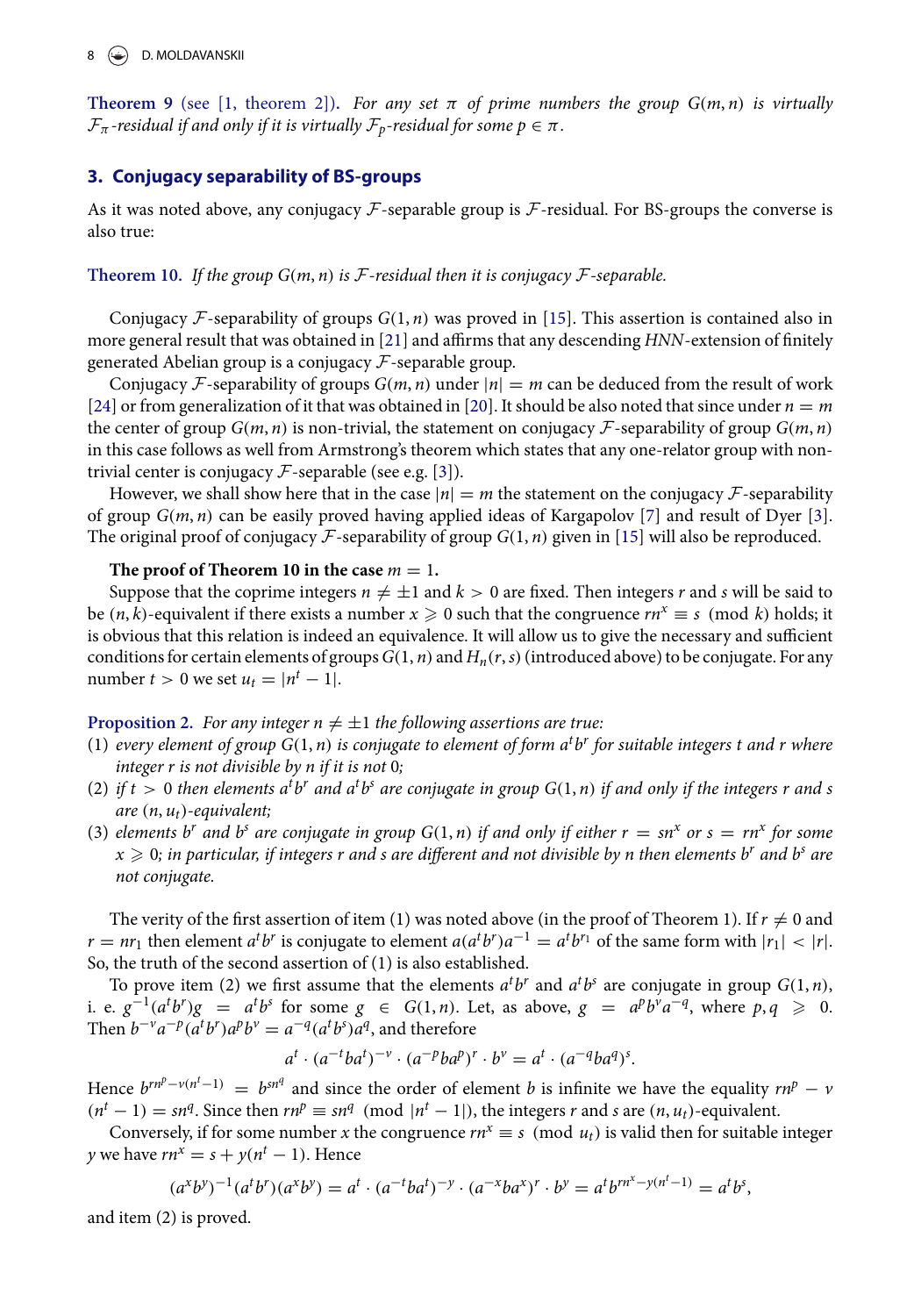**Theorem 9** (see [1, theorem 2]). *For any set $\pi$ of prime numbers the group $G(m,n)$ is virtually $\mathcal{F}_\pi$-residual if and only if it is virtually $\mathcal{F}_p$-residual for some $p \in \pi$.*

## 3. Conjugacy separability of BS-groups

As it was noted above, any conjugacy $\mathcal{F}$-separable group is $\mathcal{F}$-residual. For BS-groups the converse is also true:

**Theorem 10.** *If the group $G(m,n)$ is $\mathcal{F}$-residual then it is conjugacy $\mathcal{F}$-separable.*

Conjugacy $\mathcal{F}$-separability of groups $G(1,n)$ was proved in [15]. This assertion is contained also in more general result that was obtained in [21] and affirms that any descending *HNN*-extension of finitely generated Abelian group is a conjugacy $\mathcal{F}$-separable group.

Conjugacy $\mathcal{F}$-separability of groups $G(m,n)$ under $|n| = m$ can be deduced from the result of work [24] or from generalization of it that was obtained in [20]. It should be also noted that since under $n = m$ the center of group $G(m,n)$ is non-trivial, the statement on conjugacy $\mathcal{F}$-separability of group $G(m,n)$ in this case follows as well from Armstrong's theorem which states that any one-relator group with non-trivial center is conjugacy $\mathcal{F}$-separable (see e.g. [3]).

However, we shall show here that in the case $|n| = m$ the statement on the conjugacy $\mathcal{F}$-separability of group $G(m,n)$ can be easily proved having applied ideas of Kargapolov [7] and result of Dyer [3]. The original proof of conjugacy $\mathcal{F}$-separability of group $G(1,n)$ given in [15] will also be reproduced.

**The proof of Theorem 10 in the case $m = 1$.**

Suppose that the coprime integers $n \neq \pm 1$ and $k > 0$ are fixed. Then integers $r$ and $s$ will be said to be $(n,k)$-equivalent if there exists a number $x \geqslant 0$ such that the congruence $rn^x \equiv s \pmod{k}$ holds; it is obvious that this relation is indeed an equivalence. It will allow us to give the necessary and sufficient conditions for certain elements of groups $G(1,n)$ and $H_n(r,s)$ (introduced above) to be conjugate. For any number $t > 0$ we set $u_t = |n^t - 1|$.

**Proposition 2.** *For any integer $n \neq \pm 1$ the following assertions are true:*

1. *every element of group $G(1,n)$ is conjugate to element of form $a^t b^r$ for suitable integers $t$ and $r$ where integer $r$ is not divisible by $n$ if it is not 0;*
2. *if $t > 0$ then elements $a^t b^r$ and $a^t b^s$ are conjugate in group $G(1,n)$ if and only if the integers $r$ and $s$ are $(n, u_t)$-equivalent;*
3. *elements $b^r$ and $b^s$ are conjugate in group $G(1,n)$ if and only if either $r = sn^x$ or $s = rn^x$ for some $x \geqslant 0$; in particular, if integers $r$ and $s$ are different and not divisible by $n$ then elements $b^r$ and $b^s$ are not conjugate.*

The verity of the first assertion of item (1) was noted above (in the proof of Theorem 1). If $r \neq 0$ and $r = nr_1$ then element $a^t b^r$ is conjugate to element $a(a^t b^r)a^{-1} = a^t b^{r_1}$ of the same form with $|r_1| < |r|$. So, the truth of the second assertion of (1) is also established.

To prove item (2) we first assume that the elements $a^t b^r$ and $a^t b^s$ are conjugate in group $G(1,n)$, i. e. $g^{-1}(a^t b^r)g = a^t b^s$ for some $g \in G(1,n)$. Let, as above, $g = a^p b^v a^{-q}$, where $p, q \geqslant 0$. Then $b^{-v}a^{-p}(a^t b^r)a^p b^v = a^{-q}(a^t b^s)a^q$, and therefore

$$a^t \cdot (a^{-t}ba^t)^{-v} \cdot (a^{-p}ba^p)^r \cdot b^v = a^t \cdot (a^{-q}ba^q)^s.$$

Hence $b^{rn^p - v(n^t-1)} = b^{sn^q}$ and since the order of element $b$ is infinite we have the equality $rn^p - v(n^t-1) = sn^q$. Since then $rn^p \equiv sn^q \pmod{|n^t - 1|}$, the integers $r$ and $s$ are $(n, u_t)$-equivalent.

Conversely, if for some number $x$ the congruence $rn^x \equiv s \pmod{u_t}$ is valid then for suitable integer $y$ we have $rn^x = s + y(n^t - 1)$. Hence

$$(a^x b^y)^{-1}(a^t b^r)(a^x b^y) = a^t \cdot (a^{-t}ba^t)^{-y} \cdot (a^{-x}ba^x)^r \cdot b^y = a^t b^{rn^x - y(n^t-1)} = a^t b^s,$$

and item (2) is proved.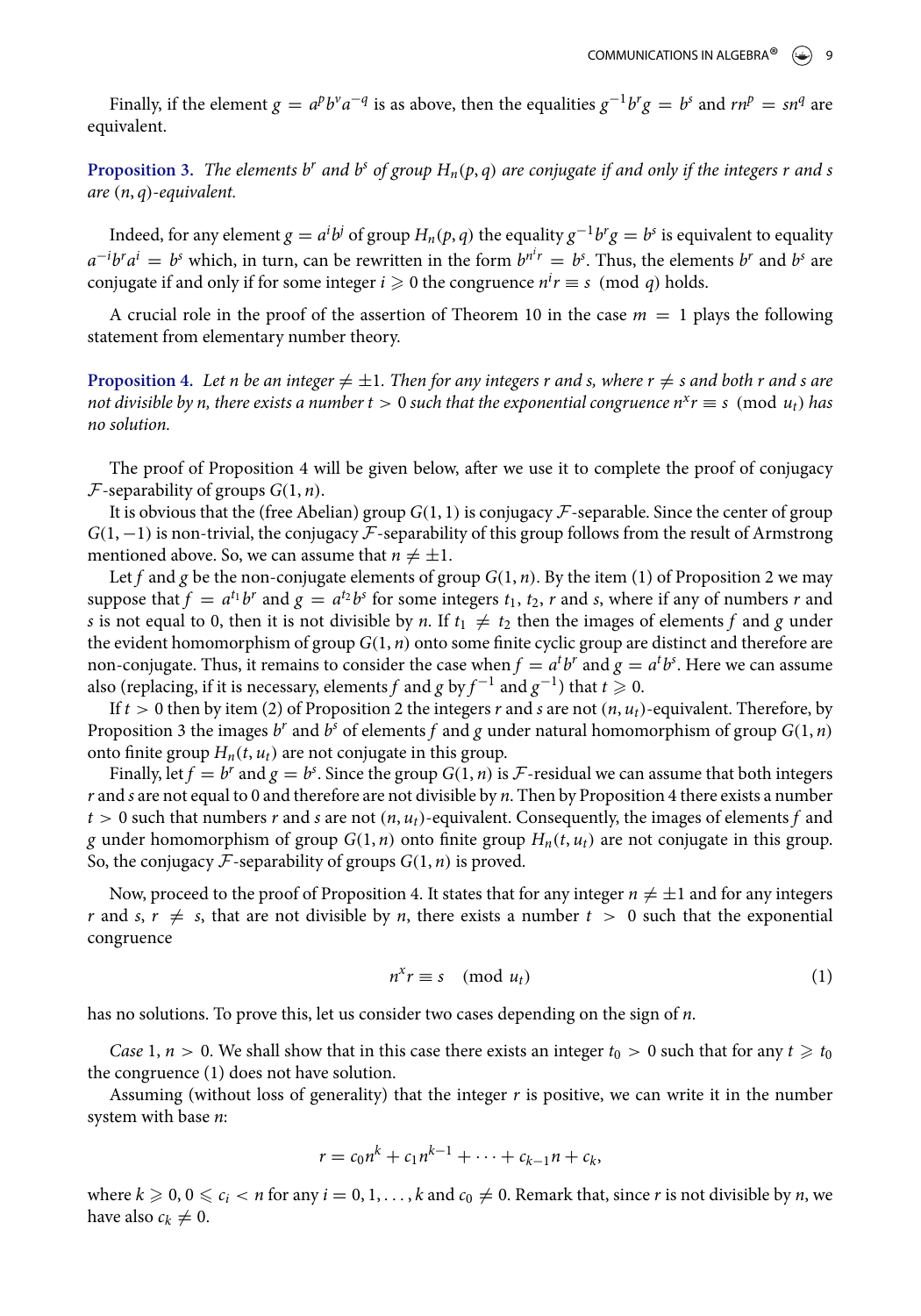Finally, if the element $g = a^p b^v a^{-q}$ is as above, then the equalities $g^{-1}b^r g = b^s$ and $rn^p = sn^q$ are equivalent.

**Proposition 3.** *The elements $b^r$ and $b^s$ of group $H_n(p, q)$ are conjugate if and only if the integers $r$ and $s$ are $(n, q)$-equivalent.*

Indeed, for any element $g = a^i b^j$ of group $H_n(p, q)$ the equality $g^{-1}b^r g = b^s$ is equivalent to equality $a^{-i}b^r a^i = b^s$ which, in turn, can be rewritten in the form $b^{n^i r} = b^s$. Thus, the elements $b^r$ and $b^s$ are conjugate if and only if for some integer $i \geqslant 0$ the congruence $n^i r \equiv s \pmod{q}$ holds.

A crucial role in the proof of the assertion of Theorem 10 in the case $m = 1$ plays the following statement from elementary number theory.

**Proposition 4.** *Let $n$ be an integer $\neq \pm 1$. Then for any integers $r$ and $s$, where $r \neq s$ and both $r$ and $s$ are not divisible by $n$, there exists a number $t > 0$ such that the exponential congruence $n^x r \equiv s \pmod{u_t}$ has no solution.*

The proof of Proposition 4 will be given below, after we use it to complete the proof of conjugacy $\mathcal{F}$-separability of groups $G(1, n)$.

It is obvious that the (free Abelian) group $G(1, 1)$ is conjugacy $\mathcal{F}$-separable. Since the center of group $G(1, -1)$ is non-trivial, the conjugacy $\mathcal{F}$-separability of this group follows from the result of Armstrong mentioned above. So, we can assume that $n \neq \pm 1$.

Let $f$ and $g$ be the non-conjugate elements of group $G(1, n)$. By the item (1) of Proposition 2 we may suppose that $f = a^{t_1} b^r$ and $g = a^{t_2} b^s$ for some integers $t_1$, $t_2$, $r$ and $s$, where if any of numbers $r$ and $s$ is not equal to 0, then it is not divisible by $n$. If $t_1 \neq t_2$ then the images of elements $f$ and $g$ under the evident homomorphism of group $G(1, n)$ onto some finite cyclic group are distinct and therefore are non-conjugate. Thus, it remains to consider the case when $f = a^t b^r$ and $g = a^t b^s$. Here we can assume also (replacing, if it is necessary, elements $f$ and $g$ by $f^{-1}$ and $g^{-1}$) that $t \geqslant 0$.

If $t > 0$ then by item (2) of Proposition 2 the integers $r$ and $s$ are not $(n, u_t)$-equivalent. Therefore, by Proposition 3 the images $b^r$ and $b^s$ of elements $f$ and $g$ under natural homomorphism of group $G(1, n)$ onto finite group $H_n(t, u_t)$ are not conjugate in this group.

Finally, let $f = b^r$ and $g = b^s$. Since the group $G(1, n)$ is $\mathcal{F}$-residual we can assume that both integers $r$ and $s$ are not equal to 0 and therefore are not divisible by $n$. Then by Proposition 4 there exists a number $t > 0$ such that numbers $r$ and $s$ are not $(n, u_t)$-equivalent. Consequently, the images of elements $f$ and $g$ under homomorphism of group $G(1, n)$ onto finite group $H_n(t, u_t)$ are not conjugate in this group. So, the conjugacy $\mathcal{F}$-separability of groups $G(1, n)$ is proved.

Now, proceed to the proof of Proposition 4. It states that for any integer $n \neq \pm 1$ and for any integers $r$ and $s$, $r \neq s$, that are not divisible by $n$, there exists a number $t > 0$ such that the exponential congruence

$$n^x r \equiv s \pmod{u_t} \tag{1}$$

has no solutions. To prove this, let us consider two cases depending on the sign of $n$.

*Case* 1, $n > 0$. We shall show that in this case there exists an integer $t_0 > 0$ such that for any $t \geqslant t_0$ the congruence (1) does not have solution.

Assuming (without loss of generality) that the integer $r$ is positive, we can write it in the number system with base $n$:

$$r = c_0 n^k + c_1 n^{k-1} + \cdots + c_{k-1} n + c_k,$$

where $k \geqslant 0$, $0 \leqslant c_i < n$ for any $i = 0, 1, \ldots, k$ and $c_0 \neq 0$. Remark that, since $r$ is not divisible by $n$, we have also $c_k \neq 0$.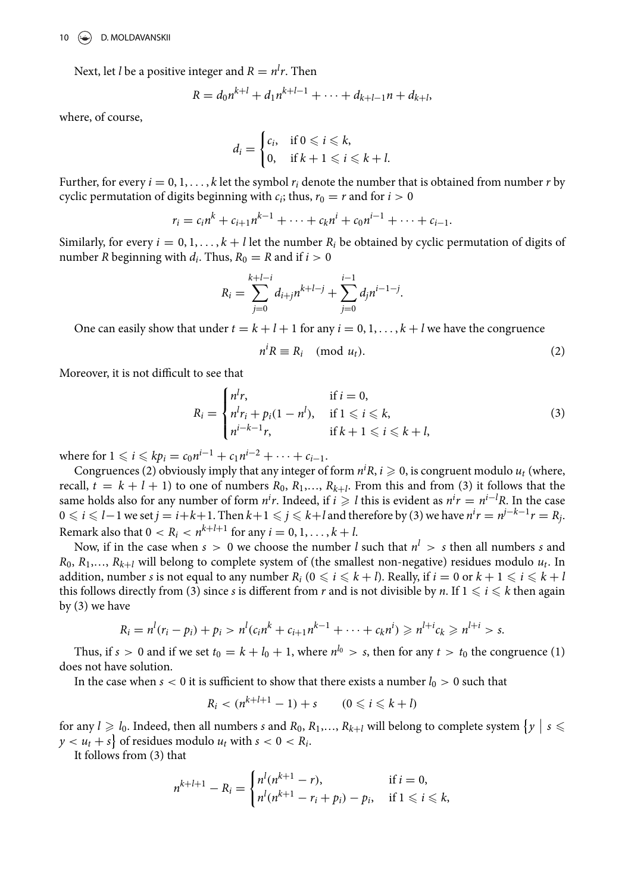Next, let $l$ be a positive integer and $R = n^l r$. Then

$$R = d_0 n^{k+l} + d_1 n^{k+l-1} + \cdots + d_{k+l-1} n + d_{k+l},$$

where, of course,

$$d_i = \begin{cases} c_i, & \text{if } 0 \leqslant i \leqslant k, \\ 0, & \text{if } k+1 \leqslant i \leqslant k+l. \end{cases}$$

Further, for every $i = 0, 1, \ldots, k$ let the symbol $r_i$ denote the number that is obtained from number $r$ by cyclic permutation of digits beginning with $c_i$; thus, $r_0 = r$ and for $i > 0$

$$r_i = c_i n^k + c_{i+1} n^{k-1} + \cdots + c_k n^i + c_0 n^{i-1} + \cdots + c_{i-1}.$$

Similarly, for every $i = 0, 1, \ldots, k+l$ let the number $R_i$ be obtained by cyclic permutation of digits of number $R$ beginning with $d_i$. Thus, $R_0 = R$ and if $i > 0$

$$R_i = \sum_{j=0}^{k+l-i} d_{i+j} n^{k+l-j} + \sum_{j=0}^{i-1} d_j n^{i-1-j}.$$

One can easily show that under $t = k+l+1$ for any $i = 0, 1, \ldots, k+l$ we have the congruence

$$n^i R \equiv R_i \pmod{u_t}. \tag{2}$$

Moreover, it is not difficult to see that

$$R_i = \begin{cases} n^l r, & \text{if } i = 0, \\ n^l r_i + p_i(1 - n^l), & \text{if } 1 \leqslant i \leqslant k, \\ n^{i-k-1} r, & \text{if } k+1 \leqslant i \leqslant k+l, \end{cases} \tag{3}$$

where for $1 \leqslant i \leqslant k p_i = c_0 n^{i-1} + c_1 n^{i-2} + \cdots + c_{i-1}$.

Congruences (2) obviously imply that any integer of form $n^i R$, $i \geqslant 0$, is congruent modulo $u_t$ (where, recall, $t = k+l+1$) to one of numbers $R_0, R_1, \ldots, R_{k+l}$. From this and from (3) it follows that the same holds also for any number of form $n^i r$. Indeed, if $i \geqslant l$ this is evident as $n^i r = n^{i-l} R$. In the case $0 \leqslant i \leqslant l-1$ we set $j = i+k+1$. Then $k+1 \leqslant j \leqslant k+l$ and therefore by (3) we have $n^i r = n^{j-k-1} r = R_j$. Remark also that $0 < R_i < n^{k+l+1}$ for any $i = 0, 1, \ldots, k+l$.

Now, if in the case when $s > 0$ we choose the number $l$ such that $n^l > s$ then all numbers $s$ and $R_0, R_1, \ldots, R_{k+l}$ will belong to complete system of (the smallest non-negative) residues modulo $u_t$. In addition, number $s$ is not equal to any number $R_i$ ($0 \leqslant i \leqslant k+l$). Really, if $i = 0$ or $k+1 \leqslant i \leqslant k+l$ this follows directly from (3) since $s$ is different from $r$ and is not divisible by $n$. If $1 \leqslant i \leqslant k$ then again by (3) we have

$$R_i = n^l(r_i - p_i) + p_i > n^l(c_i n^k + c_{i+1} n^{k-1} + \cdots + c_k n^i) \geqslant n^{l+i} c_k \geqslant n^{l+i} > s.$$

Thus, if $s > 0$ and if we set $t_0 = k + l_0 + 1$, where $n^{l_0} > s$, then for any $t > t_0$ the congruence (1) does not have solution.

In the case when $s < 0$ it is sufficient to show that there exists a number $l_0 > 0$ such that

$$R_i < (n^{k+l+1} - 1) + s \qquad (0 \leqslant i \leqslant k+l)$$

for any $l \geqslant l_0$. Indeed, then all numbers $s$ and $R_0, R_1, \ldots, R_{k+l}$ will belong to complete system $\{y \mid s \leqslant y < u_t + s\}$ of residues modulo $u_t$ with $s < 0 < R_i$.

It follows from (3) that

$$n^{k+l+1} - R_i = \begin{cases} n^l(n^{k+1} - r), & \text{if } i = 0, \\ n^l(n^{k+1} - r_i + p_i) - p_i, & \text{if } 1 \leqslant i \leqslant k, \end{cases}$$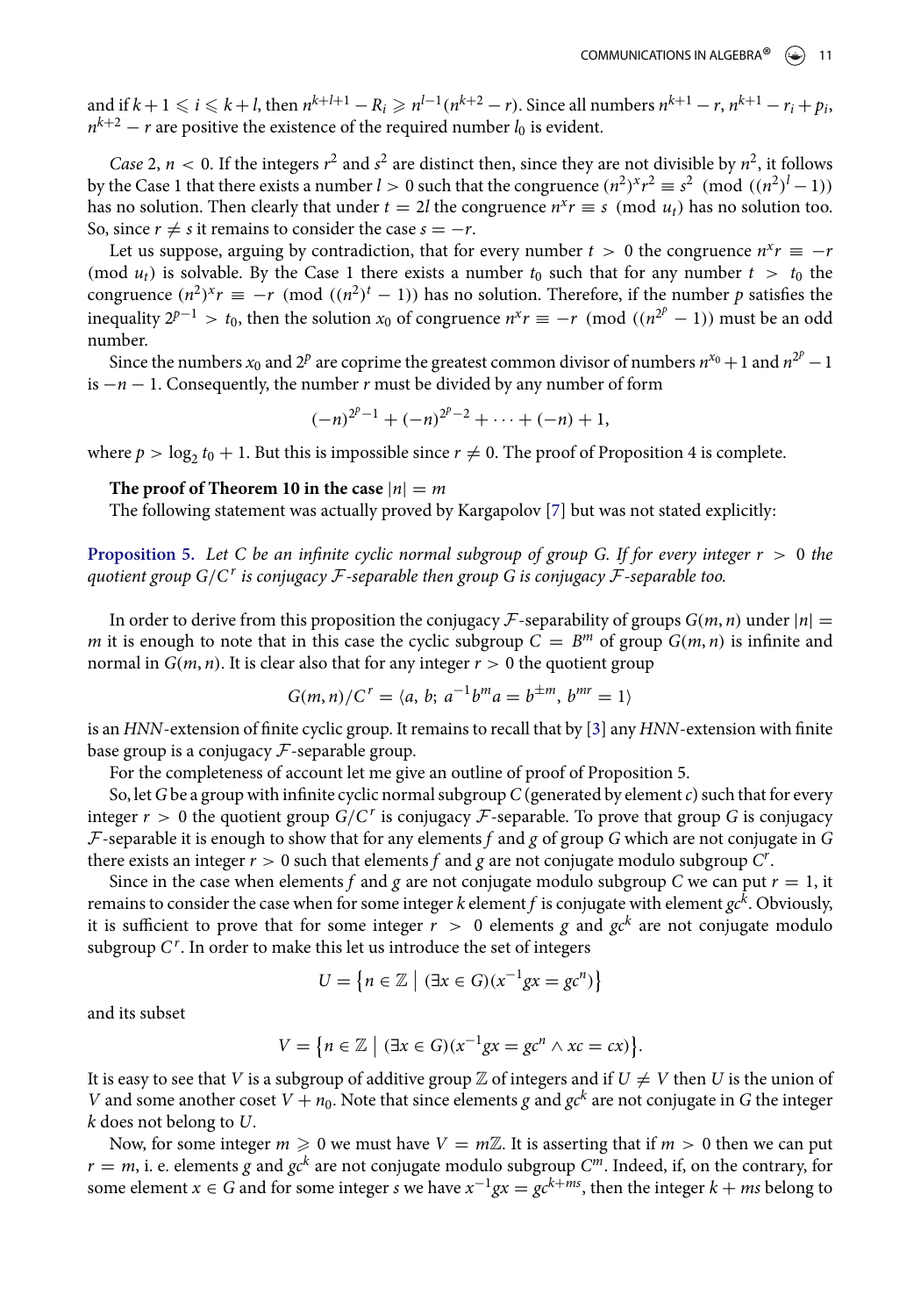and if $k+1 \leqslant i \leqslant k+l$, then $n^{k+l+1} - R_i \geqslant n^{l-1}(n^{k+2} - r)$. Since all numbers $n^{k+1} - r$, $n^{k+1} - r_i + p_i$, $n^{k+2} - r$ are positive the existence of the required number $l_0$ is evident.

*Case* 2, $n < 0$. If the integers $r^2$ and $s^2$ are distinct then, since they are not divisible by $n^2$, it follows by the Case 1 that there exists a number $l > 0$ such that the congruence $(n^2)^x r^2 \equiv s^2 \pmod{((n^2)^l - 1)}$ has no solution. Then clearly that under $t = 2l$ the congruence $n^x r \equiv s \pmod{u_t}$ has no solution too. So, since $r \neq s$ it remains to consider the case $s = -r$.

Let us suppose, arguing by contradiction, that for every number $t > 0$ the congruence $n^x r \equiv -r \pmod{u_t}$ is solvable. By the Case 1 there exists a number $t_0$ such that for any number $t > t_0$ the congruence $(n^2)^x r \equiv -r \pmod{((n^2)^t - 1)}$ has no solution. Therefore, if the number $p$ satisfies the inequality $2^{p-1} > t_0$, then the solution $x_0$ of congruence $n^x r \equiv -r \pmod{((n^{2^p} - 1))}$ must be an odd number.

Since the numbers $x_0$ and $2^p$ are coprime the greatest common divisor of numbers $n^{x_0} + 1$ and $n^{2^p} - 1$ is $-n - 1$. Consequently, the number $r$ must be divided by any number of form

$$(-n)^{2^p - 1} + (-n)^{2^p - 2} + \cdots + (-n) + 1,$$

where $p > \log_2 t_0 + 1$. But this is impossible since $r \neq 0$. The proof of Proposition 4 is complete.

**The proof of Theorem 10 in the case $|n| = m$**

The following statement was actually proved by Kargapolov [7] but was not stated explicitly:

**Proposition 5.** *Let $C$ be an infinite cyclic normal subgroup of group $G$. If for every integer $r > 0$ the quotient group $G/C^r$ is conjugacy $\mathcal{F}$-separable then group $G$ is conjugacy $\mathcal{F}$-separable too.*

In order to derive from this proposition the conjugacy $\mathcal{F}$-separability of groups $G(m, n)$ under $|n| = m$ it is enough to note that in this case the cyclic subgroup $C = B^m$ of group $G(m, n)$ is infinite and normal in $G(m, n)$. It is clear also that for any integer $r > 0$ the quotient group

$$G(m, n)/C^r = \langle a,\ b;\ a^{-1}b^m a = b^{\pm m},\ b^{mr} = 1 \rangle$$

is an *HNN*-extension of finite cyclic group. It remains to recall that by [3] any *HNN*-extension with finite base group is a conjugacy $\mathcal{F}$-separable group.

For the completeness of account let me give an outline of proof of Proposition 5.

So, let $G$ be a group with infinite cyclic normal subgroup $C$ (generated by element $c$) such that for every integer $r > 0$ the quotient group $G/C^r$ is conjugacy $\mathcal{F}$-separable. To prove that group $G$ is conjugacy $\mathcal{F}$-separable it is enough to show that for any elements $f$ and $g$ of group $G$ which are not conjugate in $G$ there exists an integer $r > 0$ such that elements $f$ and $g$ are not conjugate modulo subgroup $C^r$.

Since in the case when elements $f$ and $g$ are not conjugate modulo subgroup $C$ we can put $r = 1$, it remains to consider the case when for some integer $k$ element $f$ is conjugate with element $gc^k$. Obviously, it is sufficient to prove that for some integer $r > 0$ elements $g$ and $gc^k$ are not conjugate modulo subgroup $C^r$. In order to make this let us introduce the set of integers

$$U = \left\{ n \in \mathbb{Z} \mid (\exists x \in G)(x^{-1}gx = gc^n) \right\}$$

and its subset

$$V = \left\{ n \in \mathbb{Z} \mid (\exists x \in G)(x^{-1}gx = gc^n \wedge xc = cx) \right\}.$$

It is easy to see that $V$ is a subgroup of additive group $\mathbb{Z}$ of integers and if $U \neq V$ then $U$ is the union of $V$ and some another coset $V + n_0$. Note that since elements $g$ and $gc^k$ are not conjugate in $G$ the integer $k$ does not belong to $U$.

Now, for some integer $m \geqslant 0$ we must have $V = m\mathbb{Z}$. It is asserting that if $m > 0$ then we can put $r = m$, i. e. elements $g$ and $gc^k$ are not conjugate modulo subgroup $C^m$. Indeed, if, on the contrary, for some element $x \in G$ and for some integer $s$ we have $x^{-1}gx = gc^{k+ms}$, then the integer $k + ms$ belong to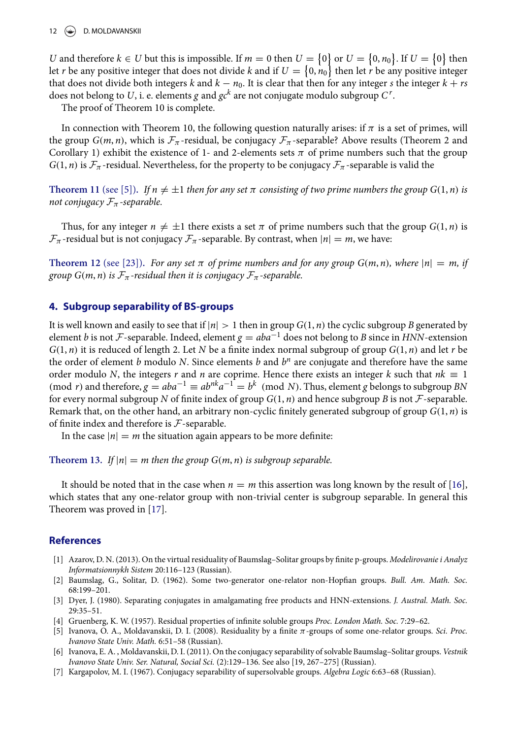$U$ and therefore $k \in U$ but this is impossible. If $m = 0$ then $U = \{0\}$ or $U = \{0, n_0\}$. If $U = \{0\}$ then let $r$ be any positive integer that does not divide $k$ and if $U = \{0, n_0\}$ then let $r$ be any positive integer that does not divide both integers $k$ and $k - n_0$. It is clear that then for any integer $s$ the integer $k + rs$ does not belong to $U$, i. e. elements $g$ and $gc^k$ are not conjugate modulo subgroup $C^r$.

The proof of Theorem 10 is complete.

In connection with Theorem 10, the following question naturally arises: if $\pi$ is a set of primes, will the group $G(m, n)$, which is $\mathcal{F}_\pi$-residual, be conjugacy $\mathcal{F}_\pi$-separable? Above results (Theorem 2 and Corollary 1) exhibit the existence of 1- and 2-elements sets $\pi$ of prime numbers such that the group $G(1, n)$ is $\mathcal{F}_\pi$-residual. Nevertheless, for the property to be conjugacy $\mathcal{F}_\pi$-separable is valid the

**Theorem 11** (see [5]). *If $n \neq \pm 1$ then for any set $\pi$ consisting of two prime numbers the group $G(1, n)$ is not conjugacy $\mathcal{F}_\pi$-separable.*

Thus, for any integer $n \neq \pm 1$ there exists a set $\pi$ of prime numbers such that the group $G(1, n)$ is $\mathcal{F}_\pi$-residual but is not conjugacy $\mathcal{F}_\pi$-separable. By contrast, when $|n| = m$, we have:

**Theorem 12** (see [23]). *For any set $\pi$ of prime numbers and for any group $G(m, n)$, where $|n| = m$, if group $G(m, n)$ is $\mathcal{F}_\pi$-residual then it is conjugacy $\mathcal{F}_\pi$-separable.*

## 4. Subgroup separability of BS-groups

It is well known and easily to see that if $|n| > 1$ then in group $G(1, n)$ the cyclic subgroup $B$ generated by element $b$ is not $\mathcal{F}$-separable. Indeed, element $g = aba^{-1}$ does not belong to $B$ since in *HNN*-extension $G(1, n)$ it is reduced of length 2. Let $N$ be a finite index normal subgroup of group $G(1, n)$ and let $r$ be the order of element $b$ modulo $N$. Since elements $b$ and $b^n$ are conjugate and therefore have the same order modulo $N$, the integers $r$ and $n$ are coprime. Hence there exists an integer $k$ such that $nk \equiv 1 \pmod{r}$ and therefore, $g = aba^{-1} \equiv ab^{nk}a^{-1} = b^k \pmod{N}$. Thus, element $g$ belongs to subgroup $BN$ for every normal subgroup $N$ of finite index of group $G(1, n)$ and hence subgroup $B$ is not $\mathcal{F}$-separable. Remark that, on the other hand, an arbitrary non-cyclic finitely generated subgroup of group $G(1, n)$ is of finite index and therefore is $\mathcal{F}$-separable.

In the case $|n| = m$ the situation again appears to be more definite:

**Theorem 13.** *If $|n| = m$ then the group $G(m, n)$ is subgroup separable.*

It should be noted that in the case when $n = m$ this assertion was long known by the result of [16], which states that any one-relator group with non-trivial center is subgroup separable. In general this Theorem was proved in [17].

## References

[1] Azarov, D. N. (2013). On the virtual residuality of Baumslag–Solitar groups by finite p-groups. *Modelirovanie i Analyz Informatsionnykh Sistem* 20:116–123 (Russian).

[2] Baumslag, G., Solitar, D. (1962). Some two-generator one-relator non-Hopfian groups. *Bull. Am. Math. Soc.* 68:199–201.

[3] Dyer, J. (1980). Separating conjugates in amalgamating free products and HNN-extensions. *J. Austral. Math. Soc.* 29:35–51.

[4] Gruenberg, K. W. (1957). Residual properties of infinite soluble groups *Proc. London Math. Soc.* 7:29–62.

[5] Ivanova, O. A., Moldavanskii, D. I. (2008). Residuality by a finite $\pi$-groups of some one-relator groups. *Sci. Proc. Ivanovo State Univ. Math.* 6:51–58 (Russian).

[6] Ivanova, E. A. , Moldavanskii, D. I. (2011). On the conjugacy separability of solvable Baumslag–Solitar groups. *Vestnik Ivanovo State Univ. Ser. Natural, Social Sci.* (2):129–136. See also [19, 267–275] (Russian).

[7] Kargapolov, M. I. (1967). Conjugacy separability of supersolvable groups. *Algebra Logic* 6:63–68 (Russian).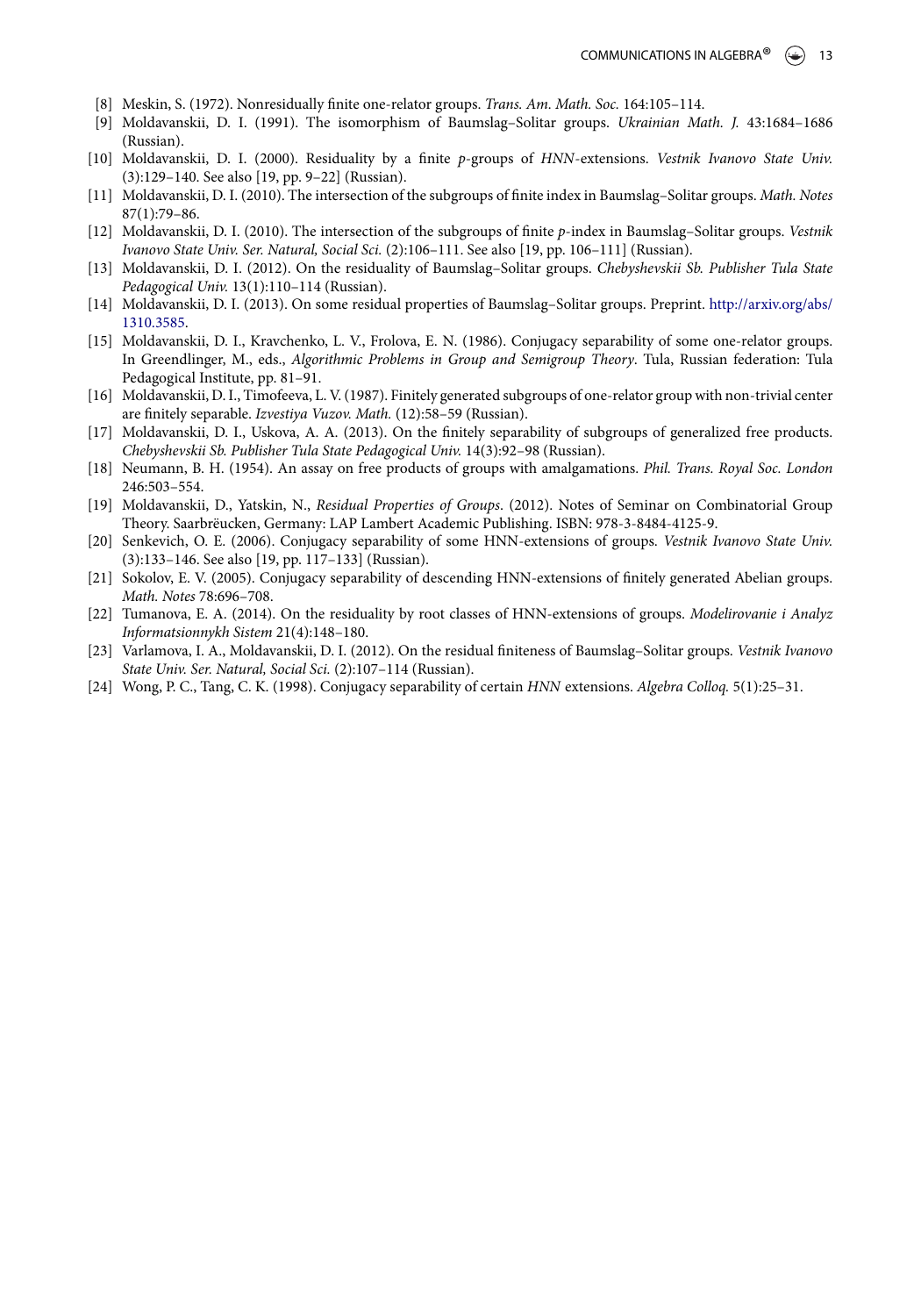[8] Meskin, S. (1972). Nonresidually finite one-relator groups. *Trans. Am. Math. Soc.* 164:105–114.

[9] Moldavanskii, D. I. (1991). The isomorphism of Baumslag–Solitar groups. *Ukrainian Math. J.* 43:1684–1686 (Russian).

[10] Moldavanskii, D. I. (2000). Residuality by a finite $p$-groups of *HNN*-extensions. *Vestnik Ivanovo State Univ.* (3):129–140. See also [19, pp. 9–22] (Russian).

[11] Moldavanskii, D. I. (2010). The intersection of the subgroups of finite index in Baumslag–Solitar groups. *Math. Notes* 87(1):79–86.

[12] Moldavanskii, D. I. (2010). The intersection of the subgroups of finite $p$-index in Baumslag–Solitar groups. *Vestnik Ivanovo State Univ. Ser. Natural, Social Sci.* (2):106–111. See also [19, pp. 106–111] (Russian).

[13] Moldavanskii, D. I. (2012). On the residuality of Baumslag–Solitar groups. *Chebyshevskii Sb. Publisher Tula State Pedagogical Univ.* 13(1):110–114 (Russian).

[14] Moldavanskii, D. I. (2013). On some residual properties of Baumslag–Solitar groups. Preprint. http://arxiv.org/abs/1310.3585.

[15] Moldavanskii, D. I., Kravchenko, L. V., Frolova, E. N. (1986). Conjugacy separability of some one-relator groups. In Greendlinger, M., eds., *Algorithmic Problems in Group and Semigroup Theory*. Tula, Russian federation: Tula Pedagogical Institute, pp. 81–91.

[16] Moldavanskii, D. I., Timofeeva, L. V. (1987). Finitely generated subgroups of one-relator group with non-trivial center are finitely separable. *Izvestiya Vuzov. Math.* (12):58–59 (Russian).

[17] Moldavanskii, D. I., Uskova, A. A. (2013). On the finitely separability of subgroups of generalized free products. *Chebyshevskii Sb. Publisher Tula State Pedagogical Univ.* 14(3):92–98 (Russian).

[18] Neumann, B. H. (1954). An assay on free products of groups with amalgamations. *Phil. Trans. Royal Soc. London* 246:503–554.

[19] Moldavanskii, D., Yatskin, N., *Residual Properties of Groups*. (2012). Notes of Seminar on Combinatorial Group Theory. Saarbrëucken, Germany: LAP Lambert Academic Publishing. ISBN: 978-3-8484-4125-9.

[20] Senkevich, O. E. (2006). Conjugacy separability of some HNN-extensions of groups. *Vestnik Ivanovo State Univ.* (3):133–146. See also [19, pp. 117–133] (Russian).

[21] Sokolov, E. V. (2005). Conjugacy separability of descending HNN-extensions of finitely generated Abelian groups. *Math. Notes* 78:696–708.

[22] Tumanova, E. A. (2014). On the residuality by root classes of HNN-extensions of groups. *Modelirovanie i Analyz Informatsionnykh Sistem* 21(4):148–180.

[23] Varlamova, I. A., Moldavanskii, D. I. (2012). On the residual finiteness of Baumslag–Solitar groups. *Vestnik Ivanovo State Univ. Ser. Natural, Social Sci.* (2):107–114 (Russian).

[24] Wong, P. C., Tang, C. K. (1998). Conjugacy separability of certain *HNN* extensions. *Algebra Colloq.* 5(1):25–31.